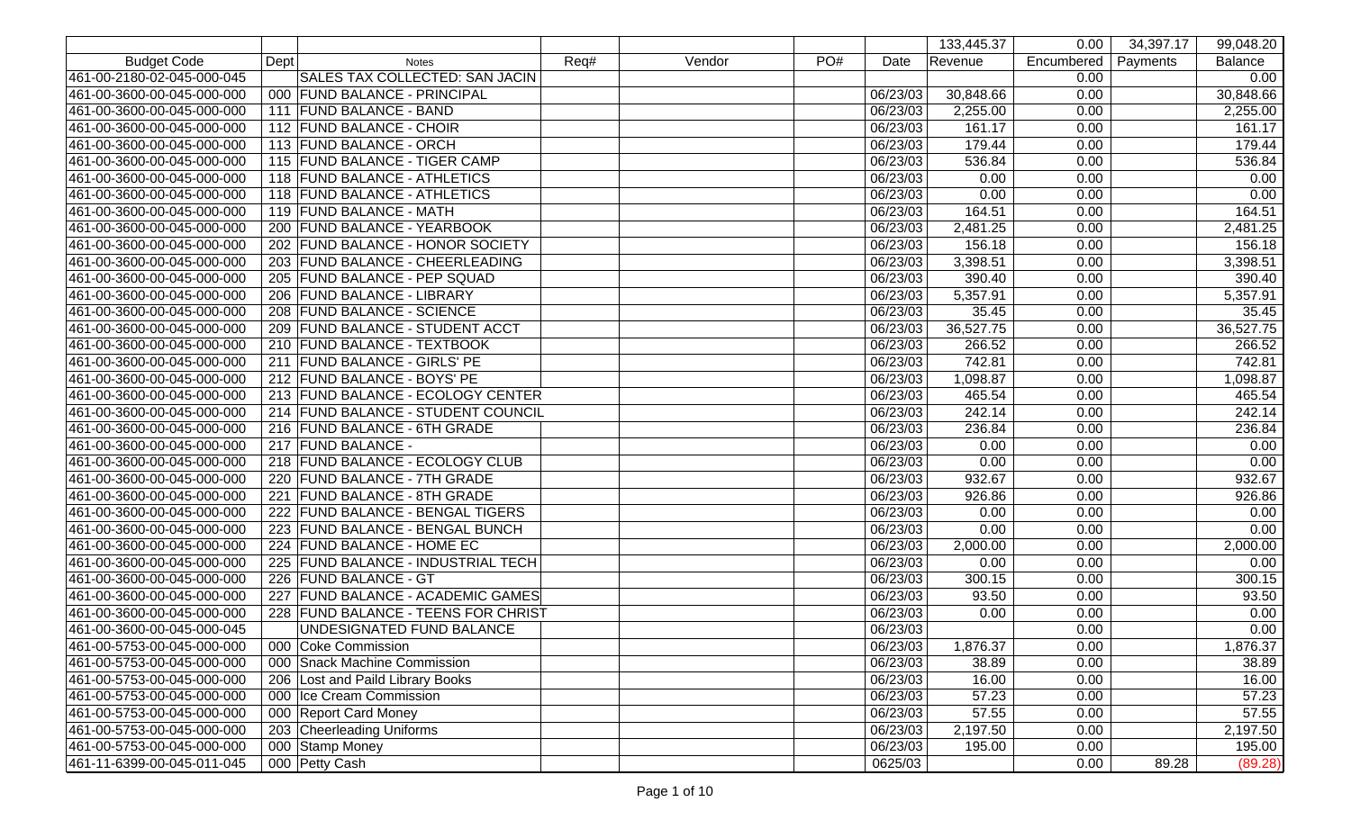| Budget Code | Dept | Notes | Req# | Vendor | PO# | Date | Revenue | Encumbered | Payments | Balance |
|---|---|---|---|---|---|---|---|---|---|---|
| | | | | | | | 133,445.37 | 0.00 | 34,397.17 | 99,048.20 |
| 461-00-2180-02-045-000-045 | | SALES TAX COLLECTED: SAN JACIN | | | | | | 0.00 | | 0.00 |
| 461-00-3600-00-045-000-000 | 000 | FUND BALANCE - PRINCIPAL | | | | 06/23/03 | 30,848.66 | 0.00 | | 30,848.66 |
| 461-00-3600-00-045-000-000 | 111 | FUND BALANCE - BAND | | | | 06/23/03 | 2,255.00 | 0.00 | | 2,255.00 |
| 461-00-3600-00-045-000-000 | 112 | FUND BALANCE - CHOIR | | | | 06/23/03 | 161.17 | 0.00 | | 161.17 |
| 461-00-3600-00-045-000-000 | 113 | FUND BALANCE - ORCH | | | | 06/23/03 | 179.44 | 0.00 | | 179.44 |
| 461-00-3600-00-045-000-000 | 115 | FUND BALANCE - TIGER CAMP | | | | 06/23/03 | 536.84 | 0.00 | | 536.84 |
| 461-00-3600-00-045-000-000 | 118 | FUND BALANCE - ATHLETICS | | | | 06/23/03 | 0.00 | 0.00 | | 0.00 |
| 461-00-3600-00-045-000-000 | 118 | FUND BALANCE - ATHLETICS | | | | 06/23/03 | 0.00 | 0.00 | | 0.00 |
| 461-00-3600-00-045-000-000 | 119 | FUND BALANCE - MATH | | | | 06/23/03 | 164.51 | 0.00 | | 164.51 |
| 461-00-3600-00-045-000-000 | 200 | FUND BALANCE - YEARBOOK | | | | 06/23/03 | 2,481.25 | 0.00 | | 2,481.25 |
| 461-00-3600-00-045-000-000 | 202 | FUND BALANCE - HONOR SOCIETY | | | | 06/23/03 | 156.18 | 0.00 | | 156.18 |
| 461-00-3600-00-045-000-000 | 203 | FUND BALANCE - CHEERLEADING | | | | 06/23/03 | 3,398.51 | 0.00 | | 3,398.51 |
| 461-00-3600-00-045-000-000 | 205 | FUND BALANCE - PEP SQUAD | | | | 06/23/03 | 390.40 | 0.00 | | 390.40 |
| 461-00-3600-00-045-000-000 | 206 | FUND BALANCE - LIBRARY | | | | 06/23/03 | 5,357.91 | 0.00 | | 5,357.91 |
| 461-00-3600-00-045-000-000 | 208 | FUND BALANCE - SCIENCE | | | | 06/23/03 | 35.45 | 0.00 | | 35.45 |
| 461-00-3600-00-045-000-000 | 209 | FUND BALANCE - STUDENT ACCT | | | | 06/23/03 | 36,527.75 | 0.00 | | 36,527.75 |
| 461-00-3600-00-045-000-000 | 210 | FUND BALANCE - TEXTBOOK | | | | 06/23/03 | 266.52 | 0.00 | | 266.52 |
| 461-00-3600-00-045-000-000 | 211 | FUND BALANCE - GIRLS' PE | | | | 06/23/03 | 742.81 | 0.00 | | 742.81 |
| 461-00-3600-00-045-000-000 | 212 | FUND BALANCE - BOYS' PE | | | | 06/23/03 | 1,098.87 | 0.00 | | 1,098.87 |
| 461-00-3600-00-045-000-000 | 213 | FUND BALANCE - ECOLOGY CENTER | | | | 06/23/03 | 465.54 | 0.00 | | 465.54 |
| 461-00-3600-00-045-000-000 | 214 | FUND BALANCE - STUDENT COUNCIL | | | | 06/23/03 | 242.14 | 0.00 | | 242.14 |
| 461-00-3600-00-045-000-000 | 216 | FUND BALANCE - 6TH GRADE | | | | 06/23/03 | 236.84 | 0.00 | | 236.84 |
| 461-00-3600-00-045-000-000 | 217 | FUND BALANCE - | | | | 06/23/03 | 0.00 | 0.00 | | 0.00 |
| 461-00-3600-00-045-000-000 | 218 | FUND BALANCE - ECOLOGY CLUB | | | | 06/23/03 | 0.00 | 0.00 | | 0.00 |
| 461-00-3600-00-045-000-000 | 220 | FUND BALANCE - 7TH GRADE | | | | 06/23/03 | 932.67 | 0.00 | | 932.67 |
| 461-00-3600-00-045-000-000 | 221 | FUND BALANCE - 8TH GRADE | | | | 06/23/03 | 926.86 | 0.00 | | 926.86 |
| 461-00-3600-00-045-000-000 | 222 | FUND BALANCE - BENGAL TIGERS | | | | 06/23/03 | 0.00 | 0.00 | | 0.00 |
| 461-00-3600-00-045-000-000 | 223 | FUND BALANCE - BENGAL BUNCH | | | | 06/23/03 | 0.00 | 0.00 | | 0.00 |
| 461-00-3600-00-045-000-000 | 224 | FUND BALANCE - HOME EC | | | | 06/23/03 | 2,000.00 | 0.00 | | 2,000.00 |
| 461-00-3600-00-045-000-000 | 225 | FUND BALANCE - INDUSTRIAL TECH | | | | 06/23/03 | 0.00 | 0.00 | | 0.00 |
| 461-00-3600-00-045-000-000 | 226 | FUND BALANCE - GT | | | | 06/23/03 | 300.15 | 0.00 | | 300.15 |
| 461-00-3600-00-045-000-000 | 227 | FUND BALANCE - ACADEMIC GAMES | | | | 06/23/03 | 93.50 | 0.00 | | 93.50 |
| 461-00-3600-00-045-000-000 | 228 | FUND BALANCE - TEENS FOR CHRIST | | | | 06/23/03 | 0.00 | 0.00 | | 0.00 |
| 461-00-3600-00-045-000-045 | | UNDESIGNATED FUND BALANCE | | | | 06/23/03 | | 0.00 | | 0.00 |
| 461-00-5753-00-045-000-000 | 000 | Coke Commission | | | | 06/23/03 | 1,876.37 | 0.00 | | 1,876.37 |
| 461-00-5753-00-045-000-000 | 000 | Snack Machine Commission | | | | 06/23/03 | 38.89 | 0.00 | | 38.89 |
| 461-00-5753-00-045-000-000 | 206 | Lost and Paild Library Books | | | | 06/23/03 | 16.00 | 0.00 | | 16.00 |
| 461-00-5753-00-045-000-000 | 000 | Ice Cream Commission | | | | 06/23/03 | 57.23 | 0.00 | | 57.23 |
| 461-00-5753-00-045-000-000 | 000 | Report Card Money | | | | 06/23/03 | 57.55 | 0.00 | | 57.55 |
| 461-00-5753-00-045-000-000 | 203 | Cheerleading Uniforms | | | | 06/23/03 | 2,197.50 | 0.00 | | 2,197.50 |
| 461-00-5753-00-045-000-000 | 000 | Stamp Money | | | | 06/23/03 | 195.00 | 0.00 | | 195.00 |
| 461-11-6399-00-045-011-045 | 000 | Petty Cash | | | | 0625/03 | | 0.00 | 89.28 | (89.28) |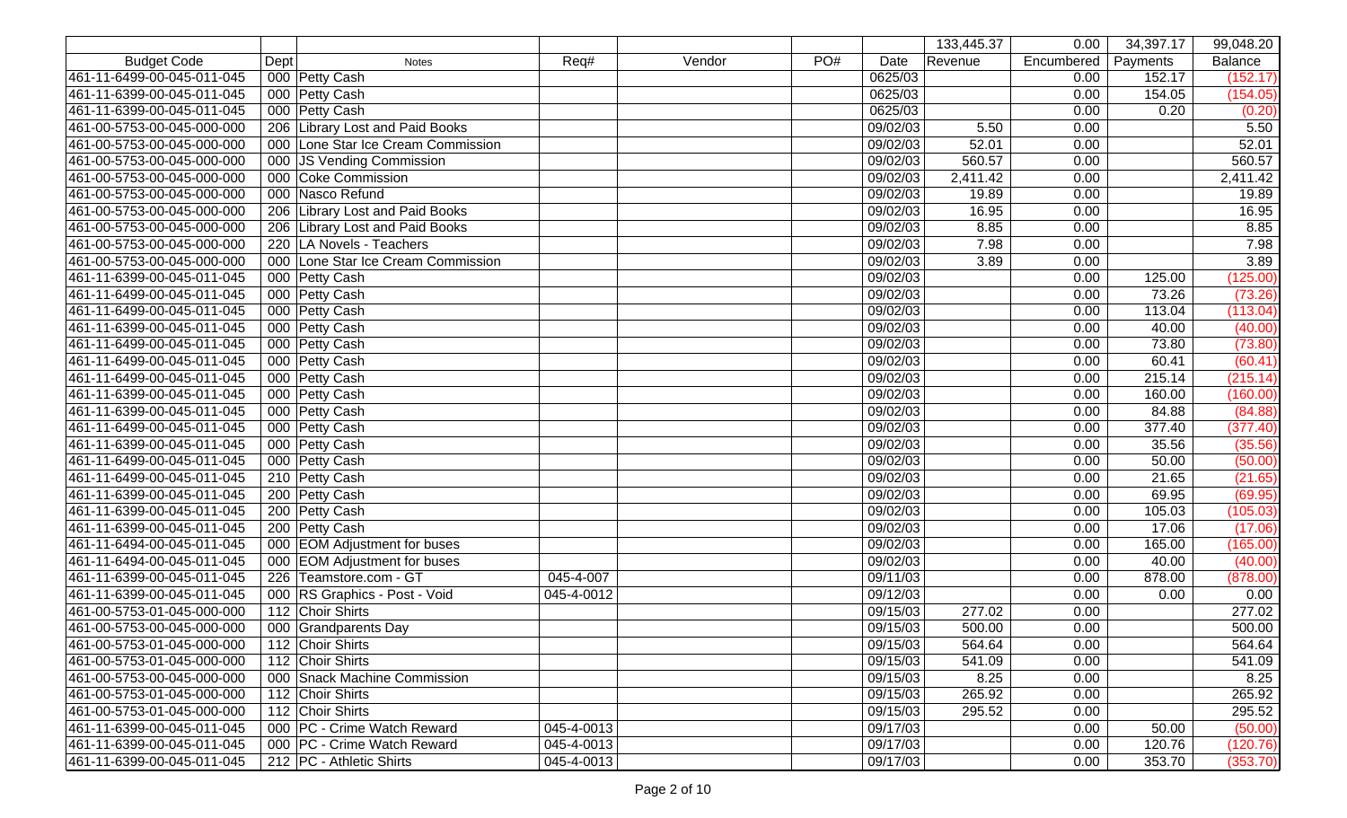| | | | | | | | 133,445.37 | 0.00 | 34,397.17 | 99,048.20 |
|---|---|---|---|---|---|---|---|---|---|---|
| Budget Code | Dept | Notes | Req# | Vendor | PO# | Date | Revenue | Encumbered | Payments | Balance |
| 461-11-6499-00-045-011-045 | 000 | Petty Cash | | | | 0625/03 | | 0.00 | 152.17 | (152.17) |
| 461-11-6399-00-045-011-045 | 000 | Petty Cash | | | | 0625/03 | | 0.00 | 154.05 | (154.05) |
| 461-11-6399-00-045-011-045 | 000 | Petty Cash | | | | 0625/03 | | 0.00 | 0.20 | (0.20) |
| 461-00-5753-00-045-000-000 | 206 | Library Lost and Paid Books | | | | 09/02/03 | 5.50 | 0.00 | | 5.50 |
| 461-00-5753-00-045-000-000 | 000 | Lone Star Ice Cream Commission | | | | 09/02/03 | 52.01 | 0.00 | | 52.01 |
| 461-00-5753-00-045-000-000 | 000 | JS Vending Commission | | | | 09/02/03 | 560.57 | 0.00 | | 560.57 |
| 461-00-5753-00-045-000-000 | 000 | Coke Commission | | | | 09/02/03 | 2,411.42 | 0.00 | | 2,411.42 |
| 461-00-5753-00-045-000-000 | 000 | Nasco Refund | | | | 09/02/03 | 19.89 | 0.00 | | 19.89 |
| 461-00-5753-00-045-000-000 | 206 | Library Lost and Paid Books | | | | 09/02/03 | 16.95 | 0.00 | | 16.95 |
| 461-00-5753-00-045-000-000 | 206 | Library Lost and Paid Books | | | | 09/02/03 | 8.85 | 0.00 | | 8.85 |
| 461-00-5753-00-045-000-000 | 220 | LA Novels - Teachers | | | | 09/02/03 | 7.98 | 0.00 | | 7.98 |
| 461-00-5753-00-045-000-000 | 000 | Lone Star Ice Cream Commission | | | | 09/02/03 | 3.89 | 0.00 | | 3.89 |
| 461-11-6399-00-045-011-045 | 000 | Petty Cash | | | | 09/02/03 | | 0.00 | 125.00 | (125.00) |
| 461-11-6499-00-045-011-045 | 000 | Petty Cash | | | | 09/02/03 | | 0.00 | 73.26 | (73.26) |
| 461-11-6499-00-045-011-045 | 000 | Petty Cash | | | | 09/02/03 | | 0.00 | 113.04 | (113.04) |
| 461-11-6399-00-045-011-045 | 000 | Petty Cash | | | | 09/02/03 | | 0.00 | 40.00 | (40.00) |
| 461-11-6499-00-045-011-045 | 000 | Petty Cash | | | | 09/02/03 | | 0.00 | 73.80 | (73.80) |
| 461-11-6499-00-045-011-045 | 000 | Petty Cash | | | | 09/02/03 | | 0.00 | 60.41 | (60.41) |
| 461-11-6499-00-045-011-045 | 000 | Petty Cash | | | | 09/02/03 | | 0.00 | 215.14 | (215.14) |
| 461-11-6399-00-045-011-045 | 000 | Petty Cash | | | | 09/02/03 | | 0.00 | 160.00 | (160.00) |
| 461-11-6399-00-045-011-045 | 000 | Petty Cash | | | | 09/02/03 | | 0.00 | 84.88 | (84.88) |
| 461-11-6499-00-045-011-045 | 000 | Petty Cash | | | | 09/02/03 | | 0.00 | 377.40 | (377.40) |
| 461-11-6399-00-045-011-045 | 000 | Petty Cash | | | | 09/02/03 | | 0.00 | 35.56 | (35.56) |
| 461-11-6499-00-045-011-045 | 000 | Petty Cash | | | | 09/02/03 | | 0.00 | 50.00 | (50.00) |
| 461-11-6499-00-045-011-045 | 210 | Petty Cash | | | | 09/02/03 | | 0.00 | 21.65 | (21.65) |
| 461-11-6399-00-045-011-045 | 200 | Petty Cash | | | | 09/02/03 | | 0.00 | 69.95 | (69.95) |
| 461-11-6399-00-045-011-045 | 200 | Petty Cash | | | | 09/02/03 | | 0.00 | 105.03 | (105.03) |
| 461-11-6399-00-045-011-045 | 200 | Petty Cash | | | | 09/02/03 | | 0.00 | 17.06 | (17.06) |
| 461-11-6494-00-045-011-045 | 000 | EOM Adjustment for buses | | | | 09/02/03 | | 0.00 | 165.00 | (165.00) |
| 461-11-6494-00-045-011-045 | 000 | EOM Adjustment for buses | | | | 09/02/03 | | 0.00 | 40.00 | (40.00) |
| 461-11-6399-00-045-011-045 | 226 | Teamstore.com - GT | 045-4-007 | | | 09/11/03 | | 0.00 | 878.00 | (878.00) |
| 461-11-6399-00-045-011-045 | 000 | RS Graphics - Post - Void | 045-4-0012 | | | 09/12/03 | | 0.00 | 0.00 | 0.00 |
| 461-00-5753-01-045-000-000 | 112 | Choir Shirts | | | | 09/15/03 | 277.02 | 0.00 | | 277.02 |
| 461-00-5753-00-045-000-000 | 000 | Grandparents Day | | | | 09/15/03 | 500.00 | 0.00 | | 500.00 |
| 461-00-5753-01-045-000-000 | 112 | Choir Shirts | | | | 09/15/03 | 564.64 | 0.00 | | 564.64 |
| 461-00-5753-01-045-000-000 | 112 | Choir Shirts | | | | 09/15/03 | 541.09 | 0.00 | | 541.09 |
| 461-00-5753-00-045-000-000 | 000 | Snack Machine Commission | | | | 09/15/03 | 8.25 | 0.00 | | 8.25 |
| 461-00-5753-01-045-000-000 | 112 | Choir Shirts | | | | 09/15/03 | 265.92 | 0.00 | | 265.92 |
| 461-00-5753-01-045-000-000 | 112 | Choir Shirts | | | | 09/15/03 | 295.52 | 0.00 | | 295.52 |
| 461-11-6399-00-045-011-045 | 000 | PC - Crime Watch Reward | 045-4-0013 | | | 09/17/03 | | 0.00 | 50.00 | (50.00) |
| 461-11-6399-00-045-011-045 | 000 | PC - Crime Watch Reward | 045-4-0013 | | | 09/17/03 | | 0.00 | 120.76 | (120.76) |
| 461-11-6399-00-045-011-045 | 212 | PC - Athletic Shirts | 045-4-0013 | | | 09/17/03 | | 0.00 | 353.70 | (353.70) |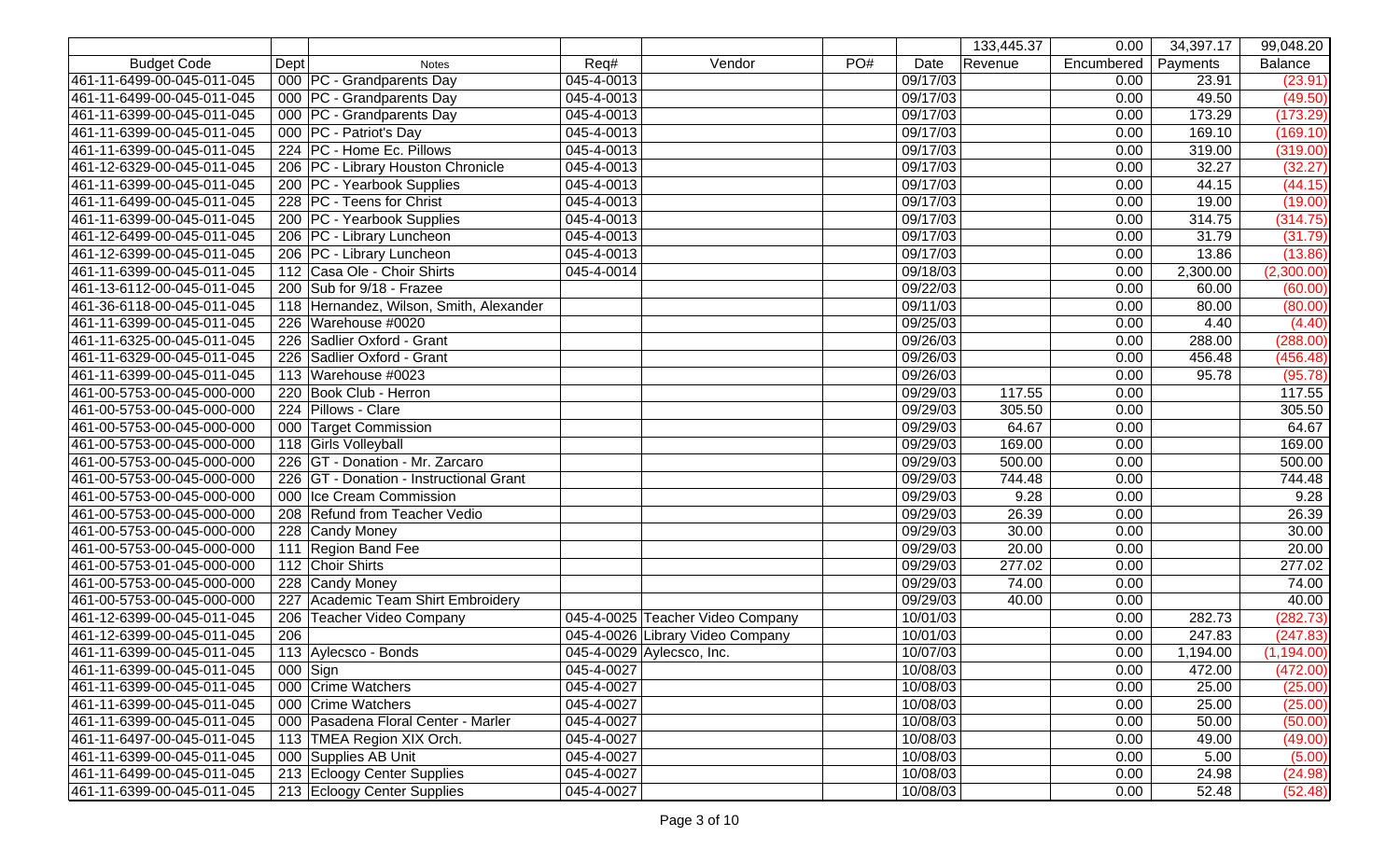| Budget Code | Dept | Notes | Req# | Vendor | PO# | Date | Revenue | Encumbered | Payments | Balance |
|---|---|---|---|---|---|---|---|---|---|---|
| | | | | | | | 133,445.37 | 0.00 | 34,397.17 | 99,048.20 |
| 461-11-6499-00-045-011-045 | 000 | PC - Grandparents Day | 045-4-0013 | | | 09/17/03 | | 0.00 | 23.91 | (23.91) |
| 461-11-6499-00-045-011-045 | 000 | PC - Grandparents Day | 045-4-0013 | | | 09/17/03 | | 0.00 | 49.50 | (49.50) |
| 461-11-6399-00-045-011-045 | 000 | PC - Grandparents Day | 045-4-0013 | | | 09/17/03 | | 0.00 | 173.29 | (173.29) |
| 461-11-6399-00-045-011-045 | 000 | PC - Patriot's Day | 045-4-0013 | | | 09/17/03 | | 0.00 | 169.10 | (169.10) |
| 461-11-6399-00-045-011-045 | 224 | PC - Home Ec. Pillows | 045-4-0013 | | | 09/17/03 | | 0.00 | 319.00 | (319.00) |
| 461-12-6329-00-045-011-045 | 206 | PC - Library Houston Chronicle | 045-4-0013 | | | 09/17/03 | | 0.00 | 32.27 | (32.27) |
| 461-11-6399-00-045-011-045 | 200 | PC - Yearbook Supplies | 045-4-0013 | | | 09/17/03 | | 0.00 | 44.15 | (44.15) |
| 461-11-6499-00-045-011-045 | 228 | PC - Teens for Christ | 045-4-0013 | | | 09/17/03 | | 0.00 | 19.00 | (19.00) |
| 461-11-6399-00-045-011-045 | 200 | PC - Yearbook Supplies | 045-4-0013 | | | 09/17/03 | | 0.00 | 314.75 | (314.75) |
| 461-12-6499-00-045-011-045 | 206 | PC - Library Luncheon | 045-4-0013 | | | 09/17/03 | | 0.00 | 31.79 | (31.79) |
| 461-12-6399-00-045-011-045 | 206 | PC - Library Luncheon | 045-4-0013 | | | 09/17/03 | | 0.00 | 13.86 | (13.86) |
| 461-11-6399-00-045-011-045 | 112 | Casa Ole - Choir Shirts | 045-4-0014 | | | 09/18/03 | | 0.00 | 2,300.00 | (2,300.00) |
| 461-13-6112-00-045-011-045 | 200 | Sub for 9/18 - Frazee | | | | 09/22/03 | | 0.00 | 60.00 | (60.00) |
| 461-36-6118-00-045-011-045 | 118 | Hernandez, Wilson, Smith, Alexander | | | | 09/11/03 | | 0.00 | 80.00 | (80.00) |
| 461-11-6399-00-045-011-045 | 226 | Warehouse #0020 | | | | 09/25/03 | | 0.00 | 4.40 | (4.40) |
| 461-11-6325-00-045-011-045 | 226 | Sadlier Oxford - Grant | | | | 09/26/03 | | 0.00 | 288.00 | (288.00) |
| 461-11-6329-00-045-011-045 | 226 | Sadlier Oxford - Grant | | | | 09/26/03 | | 0.00 | 456.48 | (456.48) |
| 461-11-6399-00-045-011-045 | 113 | Warehouse #0023 | | | | 09/26/03 | | 0.00 | 95.78 | (95.78) |
| 461-00-5753-00-045-000-000 | 220 | Book Club - Herron | | | | 09/29/03 | 117.55 | 0.00 | | 117.55 |
| 461-00-5753-00-045-000-000 | 224 | Pillows - Clare | | | | 09/29/03 | 305.50 | 0.00 | | 305.50 |
| 461-00-5753-00-045-000-000 | 000 | Target Commission | | | | 09/29/03 | 64.67 | 0.00 | | 64.67 |
| 461-00-5753-00-045-000-000 | 118 | Girls Volleyball | | | | 09/29/03 | 169.00 | 0.00 | | 169.00 |
| 461-00-5753-00-045-000-000 | 226 | GT - Donation - Mr. Zarcaro | | | | 09/29/03 | 500.00 | 0.00 | | 500.00 |
| 461-00-5753-00-045-000-000 | 226 | GT - Donation - Instructional Grant | | | | 09/29/03 | 744.48 | 0.00 | | 744.48 |
| 461-00-5753-00-045-000-000 | 000 | Ice Cream Commission | | | | 09/29/03 | 9.28 | 0.00 | | 9.28 |
| 461-00-5753-00-045-000-000 | 208 | Refund from Teacher Vedio | | | | 09/29/03 | 26.39 | 0.00 | | 26.39 |
| 461-00-5753-00-045-000-000 | 228 | Candy Money | | | | 09/29/03 | 30.00 | 0.00 | | 30.00 |
| 461-00-5753-00-045-000-000 | 111 | Region Band Fee | | | | 09/29/03 | 20.00 | 0.00 | | 20.00 |
| 461-00-5753-01-045-000-000 | 112 | Choir Shirts | | | | 09/29/03 | 277.02 | 0.00 | | 277.02 |
| 461-00-5753-00-045-000-000 | 228 | Candy Money | | | | 09/29/03 | 74.00 | 0.00 | | 74.00 |
| 461-00-5753-00-045-000-000 | 227 | Academic Team Shirt Embroidery | | | | 09/29/03 | 40.00 | 0.00 | | 40.00 |
| 461-12-6399-00-045-011-045 | 206 | Teacher Video Company | 045-4-0025 | Teacher Video Company | | 10/01/03 | | 0.00 | 282.73 | (282.73) |
| 461-12-6399-00-045-011-045 | 206 | | 045-4-0026 | Library Video Company | | 10/01/03 | | 0.00 | 247.83 | (247.83) |
| 461-11-6399-00-045-011-045 | 113 | Aylecsco - Bonds | 045-4-0029 | Aylecsco, Inc. | | 10/07/03 | | 0.00 | 1,194.00 | (1,194.00) |
| 461-11-6399-00-045-011-045 | 000 | Sign | 045-4-0027 | | | 10/08/03 | | 0.00 | 472.00 | (472.00) |
| 461-11-6399-00-045-011-045 | 000 | Crime Watchers | 045-4-0027 | | | 10/08/03 | | 0.00 | 25.00 | (25.00) |
| 461-11-6399-00-045-011-045 | 000 | Crime Watchers | 045-4-0027 | | | 10/08/03 | | 0.00 | 25.00 | (25.00) |
| 461-11-6399-00-045-011-045 | 000 | Pasadena Floral Center - Marler | 045-4-0027 | | | 10/08/03 | | 0.00 | 50.00 | (50.00) |
| 461-11-6497-00-045-011-045 | 113 | TMEA Region XIX Orch. | 045-4-0027 | | | 10/08/03 | | 0.00 | 49.00 | (49.00) |
| 461-11-6399-00-045-011-045 | 000 | Supplies AB Unit | 045-4-0027 | | | 10/08/03 | | 0.00 | 5.00 | (5.00) |
| 461-11-6499-00-045-011-045 | 213 | Ecloogy Center Supplies | 045-4-0027 | | | 10/08/03 | | 0.00 | 24.98 | (24.98) |
| 461-11-6399-00-045-011-045 | 213 | Ecloogy Center Supplies | 045-4-0027 | | | 10/08/03 | | 0.00 | 52.48 | (52.48) |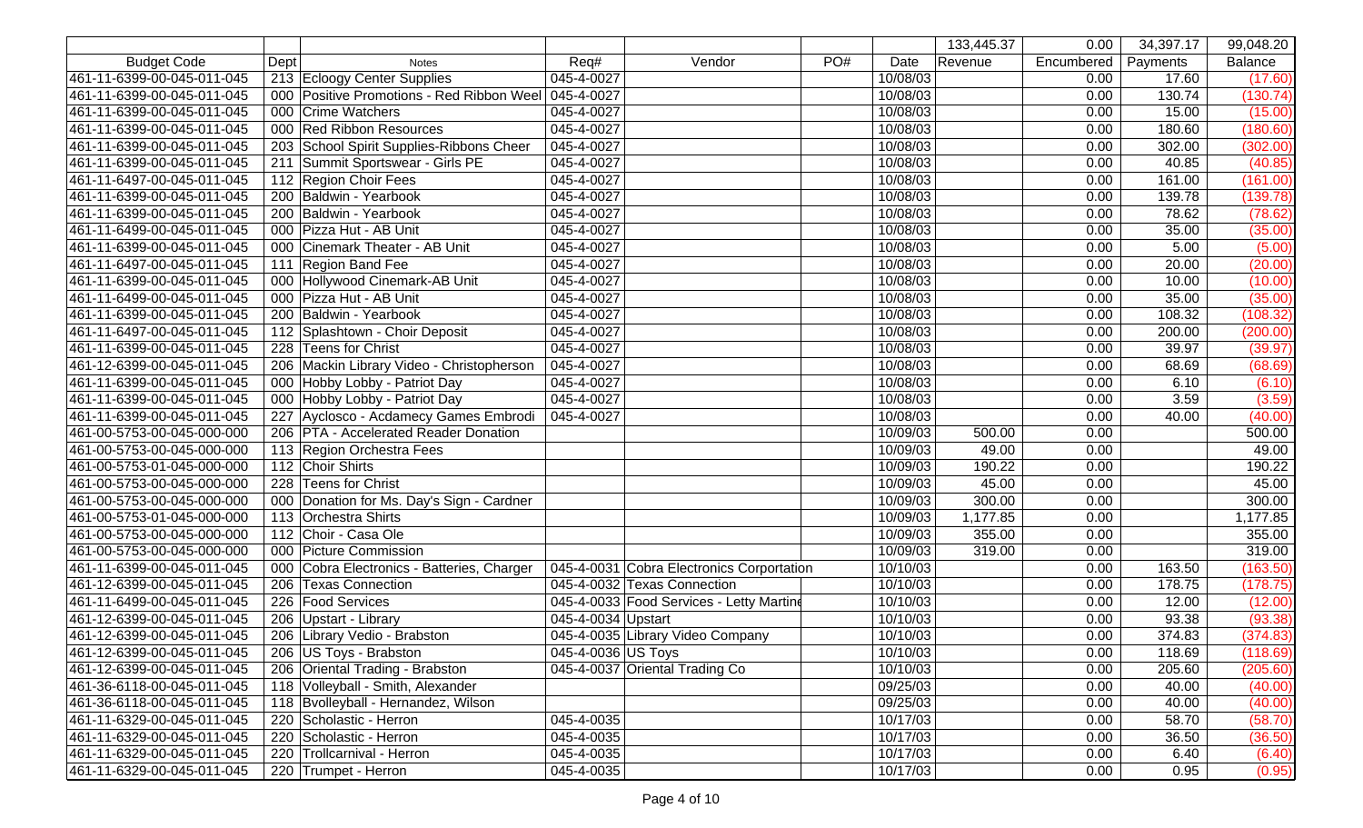| Budget Code | Dept | Notes | Req# | Vendor | PO# | Date | Revenue | Encumbered | Payments | Balance |
|---|---|---|---|---|---|---|---|---|---|---|
| | | | | | | | 133,445.37 | 0.00 | 34,397.17 | 99,048.20 |
| 461-11-6399-00-045-011-045 | 213 | Ecloogy Center Supplies | 045-4-0027 | | | 10/08/03 | | 0.00 | 17.60 | (17.60) |
| 461-11-6399-00-045-011-045 | 000 | Positive Promotions - Red Ribbon Weel | 045-4-0027 | | | 10/08/03 | | 0.00 | 130.74 | (130.74) |
| 461-11-6399-00-045-011-045 | 000 | Crime Watchers | 045-4-0027 | | | 10/08/03 | | 0.00 | 15.00 | (15.00) |
| 461-11-6399-00-045-011-045 | 000 | Red Ribbon Resources | 045-4-0027 | | | 10/08/03 | | 0.00 | 180.60 | (180.60) |
| 461-11-6399-00-045-011-045 | 203 | School Spirit Supplies-Ribbons Cheer | 045-4-0027 | | | 10/08/03 | | 0.00 | 302.00 | (302.00) |
| 461-11-6399-00-045-011-045 | 211 | Summit Sportswear - Girls PE | 045-4-0027 | | | 10/08/03 | | 0.00 | 40.85 | (40.85) |
| 461-11-6497-00-045-011-045 | 112 | Region Choir Fees | 045-4-0027 | | | 10/08/03 | | 0.00 | 161.00 | (161.00) |
| 461-11-6399-00-045-011-045 | 200 | Baldwin - Yearbook | 045-4-0027 | | | 10/08/03 | | 0.00 | 139.78 | (139.78) |
| 461-11-6399-00-045-011-045 | 200 | Baldwin - Yearbook | 045-4-0027 | | | 10/08/03 | | 0.00 | 78.62 | (78.62) |
| 461-11-6499-00-045-011-045 | 000 | Pizza Hut - AB Unit | 045-4-0027 | | | 10/08/03 | | 0.00 | 35.00 | (35.00) |
| 461-11-6399-00-045-011-045 | 000 | Cinemark Theater - AB Unit | 045-4-0027 | | | 10/08/03 | | 0.00 | 5.00 | (5.00) |
| 461-11-6497-00-045-011-045 | 111 | Region Band Fee | 045-4-0027 | | | 10/08/03 | | 0.00 | 20.00 | (20.00) |
| 461-11-6399-00-045-011-045 | 000 | Hollywood Cinemark-AB Unit | 045-4-0027 | | | 10/08/03 | | 0.00 | 10.00 | (10.00) |
| 461-11-6499-00-045-011-045 | 000 | Pizza Hut - AB Unit | 045-4-0027 | | | 10/08/03 | | 0.00 | 35.00 | (35.00) |
| 461-11-6399-00-045-011-045 | 200 | Baldwin - Yearbook | 045-4-0027 | | | 10/08/03 | | 0.00 | 108.32 | (108.32) |
| 461-11-6497-00-045-011-045 | 112 | Splashtown - Choir Deposit | 045-4-0027 | | | 10/08/03 | | 0.00 | 200.00 | (200.00) |
| 461-11-6399-00-045-011-045 | 228 | Teens for Christ | 045-4-0027 | | | 10/08/03 | | 0.00 | 39.97 | (39.97) |
| 461-12-6399-00-045-011-045 | 206 | Mackin Library Video - Christopherson | 045-4-0027 | | | 10/08/03 | | 0.00 | 68.69 | (68.69) |
| 461-11-6399-00-045-011-045 | 000 | Hobby Lobby - Patriot Day | 045-4-0027 | | | 10/08/03 | | 0.00 | 6.10 | (6.10) |
| 461-11-6399-00-045-011-045 | 000 | Hobby Lobby - Patriot Day | 045-4-0027 | | | 10/08/03 | | 0.00 | 3.59 | (3.59) |
| 461-11-6399-00-045-011-045 | 227 | Ayclosco - Acdamecy Games Embrodi | 045-4-0027 | | | 10/08/03 | | 0.00 | 40.00 | (40.00) |
| 461-00-5753-00-045-000-000 | 206 | PTA - Accelerated Reader Donation | | | | 10/09/03 | 500.00 | 0.00 | | 500.00 |
| 461-00-5753-00-045-000-000 | 113 | Region Orchestra Fees | | | | 10/09/03 | 49.00 | 0.00 | | 49.00 |
| 461-00-5753-01-045-000-000 | 112 | Choir Shirts | | | | 10/09/03 | 190.22 | 0.00 | | 190.22 |
| 461-00-5753-00-045-000-000 | 228 | Teens for Christ | | | | 10/09/03 | 45.00 | 0.00 | | 45.00 |
| 461-00-5753-00-045-000-000 | 000 | Donation for Ms. Day's Sign - Cardner | | | | 10/09/03 | 300.00 | 0.00 | | 300.00 |
| 461-00-5753-01-045-000-000 | 113 | Orchestra Shirts | | | | 10/09/03 | 1,177.85 | 0.00 | | 1,177.85 |
| 461-00-5753-00-045-000-000 | 112 | Choir - Casa Ole | | | | 10/09/03 | 355.00 | 0.00 | | 355.00 |
| 461-00-5753-00-045-000-000 | 000 | Picture Commission | | | | 10/09/03 | 319.00 | 0.00 | | 319.00 |
| 461-11-6399-00-045-011-045 | 000 | Cobra Electronics - Batteries, Charger | 045-4-0031 | Cobra Electronics Corportation | | 10/10/03 | | 0.00 | 163.50 | (163.50) |
| 461-12-6399-00-045-011-045 | 206 | Texas Connection | 045-4-0032 | Texas Connection | | 10/10/03 | | 0.00 | 178.75 | (178.75) |
| 461-11-6499-00-045-011-045 | 226 | Food Services | 045-4-0033 | Food Services - Letty Martine | | 10/10/03 | | 0.00 | 12.00 | (12.00) |
| 461-12-6399-00-045-011-045 | 206 | Upstart - Library | 045-4-0034 | Upstart | | 10/10/03 | | 0.00 | 93.38 | (93.38) |
| 461-12-6399-00-045-011-045 | 206 | Library Vedio - Brabston | 045-4-0035 | Library Video Company | | 10/10/03 | | 0.00 | 374.83 | (374.83) |
| 461-12-6399-00-045-011-045 | 206 | US Toys - Brabston | 045-4-0036 | US Toys | | 10/10/03 | | 0.00 | 118.69 | (118.69) |
| 461-12-6399-00-045-011-045 | 206 | Oriental Trading - Brabston | 045-4-0037 | Oriental Trading Co | | 10/10/03 | | 0.00 | 205.60 | (205.60) |
| 461-36-6118-00-045-011-045 | 118 | Volleyball - Smith, Alexander | | | | 09/25/03 | | 0.00 | 40.00 | (40.00) |
| 461-36-6118-00-045-011-045 | 118 | Bvolleyball - Hernandez, Wilson | | | | 09/25/03 | | 0.00 | 40.00 | (40.00) |
| 461-11-6329-00-045-011-045 | 220 | Scholastic - Herron | 045-4-0035 | | | 10/17/03 | | 0.00 | 58.70 | (58.70) |
| 461-11-6329-00-045-011-045 | 220 | Scholastic - Herron | 045-4-0035 | | | 10/17/03 | | 0.00 | 36.50 | (36.50) |
| 461-11-6329-00-045-011-045 | 220 | Trollcarnival - Herron | 045-4-0035 | | | 10/17/03 | | 0.00 | 6.40 | (6.40) |
| 461-11-6329-00-045-011-045 | 220 | Trumpet - Herron | 045-4-0035 | | | 10/17/03 | | 0.00 | 0.95 | (0.95) |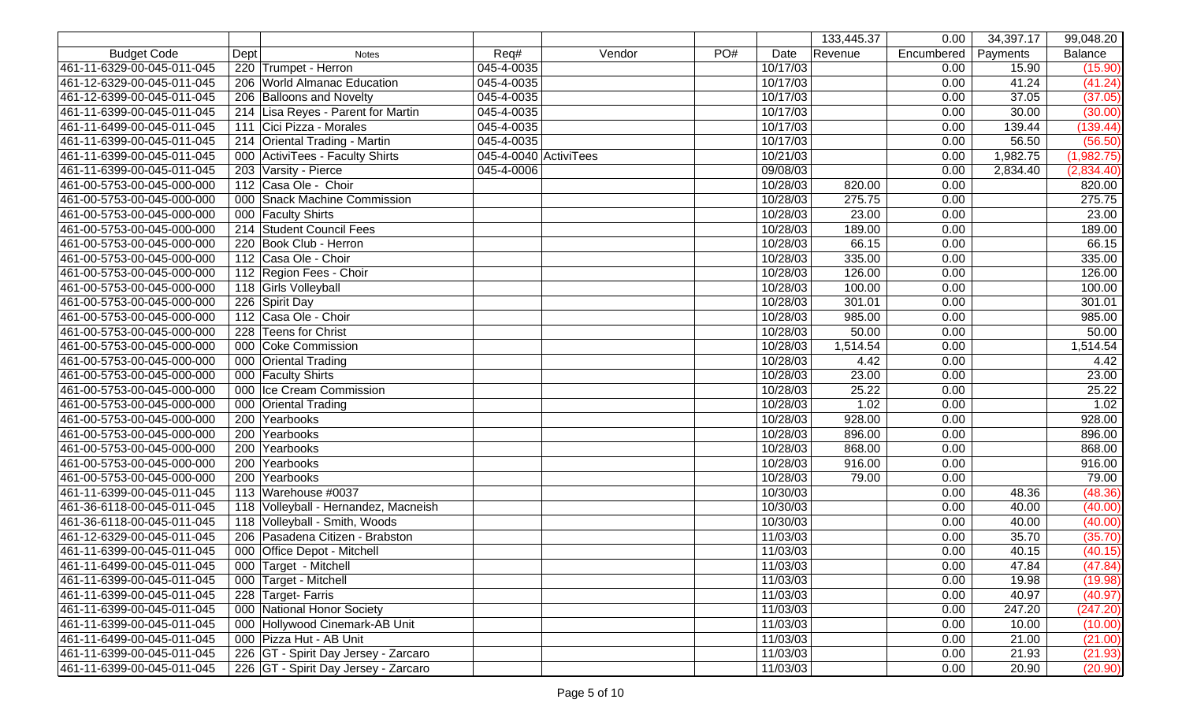| | | | | | | | 133,445.37 | 0.00 | 34,397.17 | 99,048.20 |
|---|---|---|---|---|---|---|---|---|---|---|
| Budget Code | Dept | Notes | Req# | Vendor | PO# | Date | Revenue | Encumbered | Payments | Balance |
| 461-11-6329-00-045-011-045 | 220 | Trumpet - Herron | 045-4-0035 | | | 10/17/03 | | 0.00 | 15.90 | (15.90) |
| 461-12-6329-00-045-011-045 | 206 | World Almanac Education | 045-4-0035 | | | 10/17/03 | | 0.00 | 41.24 | (41.24) |
| 461-12-6399-00-045-011-045 | 206 | Balloons and Novelty | 045-4-0035 | | | 10/17/03 | | 0.00 | 37.05 | (37.05) |
| 461-11-6399-00-045-011-045 | 214 | Lisa Reyes - Parent for Martin | 045-4-0035 | | | 10/17/03 | | 0.00 | 30.00 | (30.00) |
| 461-11-6499-00-045-011-045 | 111 | Cici Pizza - Morales | 045-4-0035 | | | 10/17/03 | | 0.00 | 139.44 | (139.44) |
| 461-11-6399-00-045-011-045 | 214 | Oriental Trading - Martin | 045-4-0035 | | | 10/17/03 | | 0.00 | 56.50 | (56.50) |
| 461-11-6399-00-045-011-045 | 000 | ActiviTees - Faculty Shirts | 045-4-0040 | ActiviTees | | 10/21/03 | | 0.00 | 1,982.75 | (1,982.75) |
| 461-11-6399-00-045-011-045 | 203 | Varsity - Pierce | 045-4-0006 | | | 09/08/03 | | 0.00 | 2,834.40 | (2,834.40) |
| 461-00-5753-00-045-000-000 | 112 | Casa Ole - Choir | | | | 10/28/03 | 820.00 | 0.00 | | 820.00 |
| 461-00-5753-00-045-000-000 | 000 | Snack Machine Commission | | | | 10/28/03 | 275.75 | 0.00 | | 275.75 |
| 461-00-5753-00-045-000-000 | 000 | Faculty Shirts | | | | 10/28/03 | 23.00 | 0.00 | | 23.00 |
| 461-00-5753-00-045-000-000 | 214 | Student Council Fees | | | | 10/28/03 | 189.00 | 0.00 | | 189.00 |
| 461-00-5753-00-045-000-000 | 220 | Book Club - Herron | | | | 10/28/03 | 66.15 | 0.00 | | 66.15 |
| 461-00-5753-00-045-000-000 | 112 | Casa Ole - Choir | | | | 10/28/03 | 335.00 | 0.00 | | 335.00 |
| 461-00-5753-00-045-000-000 | 112 | Region Fees - Choir | | | | 10/28/03 | 126.00 | 0.00 | | 126.00 |
| 461-00-5753-00-045-000-000 | 118 | Girls Volleyball | | | | 10/28/03 | 100.00 | 0.00 | | 100.00 |
| 461-00-5753-00-045-000-000 | 226 | Spirit Day | | | | 10/28/03 | 301.01 | 0.00 | | 301.01 |
| 461-00-5753-00-045-000-000 | 112 | Casa Ole - Choir | | | | 10/28/03 | 985.00 | 0.00 | | 985.00 |
| 461-00-5753-00-045-000-000 | 228 | Teens for Christ | | | | 10/28/03 | 50.00 | 0.00 | | 50.00 |
| 461-00-5753-00-045-000-000 | 000 | Coke Commission | | | | 10/28/03 | 1,514.54 | 0.00 | | 1,514.54 |
| 461-00-5753-00-045-000-000 | 000 | Oriental Trading | | | | 10/28/03 | 4.42 | 0.00 | | 4.42 |
| 461-00-5753-00-045-000-000 | 000 | Faculty Shirts | | | | 10/28/03 | 23.00 | 0.00 | | 23.00 |
| 461-00-5753-00-045-000-000 | 000 | Ice Cream Commission | | | | 10/28/03 | 25.22 | 0.00 | | 25.22 |
| 461-00-5753-00-045-000-000 | 000 | Oriental Trading | | | | 10/28/03 | 1.02 | 0.00 | | 1.02 |
| 461-00-5753-00-045-000-000 | 200 | Yearbooks | | | | 10/28/03 | 928.00 | 0.00 | | 928.00 |
| 461-00-5753-00-045-000-000 | 200 | Yearbooks | | | | 10/28/03 | 896.00 | 0.00 | | 896.00 |
| 461-00-5753-00-045-000-000 | 200 | Yearbooks | | | | 10/28/03 | 868.00 | 0.00 | | 868.00 |
| 461-00-5753-00-045-000-000 | 200 | Yearbooks | | | | 10/28/03 | 916.00 | 0.00 | | 916.00 |
| 461-00-5753-00-045-000-000 | 200 | Yearbooks | | | | 10/28/03 | 79.00 | 0.00 | | 79.00 |
| 461-11-6399-00-045-011-045 | 113 | Warehouse #0037 | | | | 10/30/03 | | 0.00 | 48.36 | (48.36) |
| 461-36-6118-00-045-011-045 | 118 | Volleyball - Hernandez, Macneish | | | | 10/30/03 | | 0.00 | 40.00 | (40.00) |
| 461-36-6118-00-045-011-045 | 118 | Volleyball - Smith, Woods | | | | 10/30/03 | | 0.00 | 40.00 | (40.00) |
| 461-12-6329-00-045-011-045 | 206 | Pasadena Citizen - Brabston | | | | 11/03/03 | | 0.00 | 35.70 | (35.70) |
| 461-11-6399-00-045-011-045 | 000 | Office Depot - Mitchell | | | | 11/03/03 | | 0.00 | 40.15 | (40.15) |
| 461-11-6499-00-045-011-045 | 000 | Target - Mitchell | | | | 11/03/03 | | 0.00 | 47.84 | (47.84) |
| 461-11-6399-00-045-011-045 | 000 | Target - Mitchell | | | | 11/03/03 | | 0.00 | 19.98 | (19.98) |
| 461-11-6399-00-045-011-045 | 228 | Target- Farris | | | | 11/03/03 | | 0.00 | 40.97 | (40.97) |
| 461-11-6399-00-045-011-045 | 000 | National Honor Society | | | | 11/03/03 | | 0.00 | 247.20 | (247.20) |
| 461-11-6399-00-045-011-045 | 000 | Hollywood Cinemark-AB Unit | | | | 11/03/03 | | 0.00 | 10.00 | (10.00) |
| 461-11-6499-00-045-011-045 | 000 | Pizza Hut - AB Unit | | | | 11/03/03 | | 0.00 | 21.00 | (21.00) |
| 461-11-6399-00-045-011-045 | 226 | GT - Spirit Day Jersey - Zarcaro | | | | 11/03/03 | | 0.00 | 21.93 | (21.93) |
| 461-11-6399-00-045-011-045 | 226 | GT - Spirit Day Jersey - Zarcaro | | | | 11/03/03 | | 0.00 | 20.90 | (20.90) |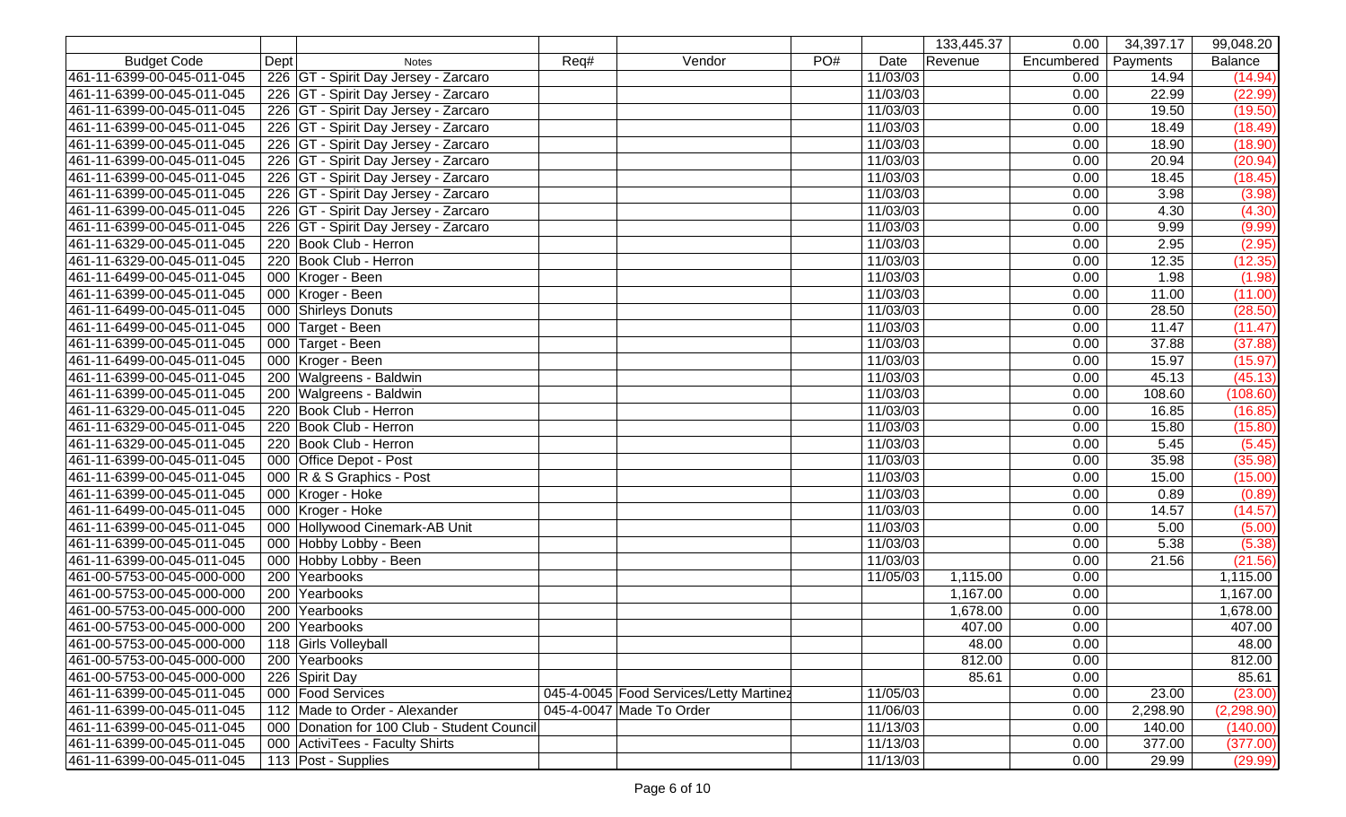| | | | | | | | 133,445.37 | 0.00 | 34,397.17 | 99,048.20 |
|---|---|---|---|---|---|---|---|---|---|---|
| Budget Code | Dept | Notes | Req# | Vendor | PO# | Date | Revenue | Encumbered | Payments | Balance |
| 461-11-6399-00-045-011-045 | 226 | GT - Spirit Day Jersey - Zarcaro | | | | 11/03/03 | | 0.00 | 14.94 | (14.94) |
| 461-11-6399-00-045-011-045 | 226 | GT - Spirit Day Jersey - Zarcaro | | | | 11/03/03 | | 0.00 | 22.99 | (22.99) |
| 461-11-6399-00-045-011-045 | 226 | GT - Spirit Day Jersey - Zarcaro | | | | 11/03/03 | | 0.00 | 19.50 | (19.50) |
| 461-11-6399-00-045-011-045 | 226 | GT - Spirit Day Jersey - Zarcaro | | | | 11/03/03 | | 0.00 | 18.49 | (18.49) |
| 461-11-6399-00-045-011-045 | 226 | GT - Spirit Day Jersey - Zarcaro | | | | 11/03/03 | | 0.00 | 18.90 | (18.90) |
| 461-11-6399-00-045-011-045 | 226 | GT - Spirit Day Jersey - Zarcaro | | | | 11/03/03 | | 0.00 | 20.94 | (20.94) |
| 461-11-6399-00-045-011-045 | 226 | GT - Spirit Day Jersey - Zarcaro | | | | 11/03/03 | | 0.00 | 18.45 | (18.45) |
| 461-11-6399-00-045-011-045 | 226 | GT - Spirit Day Jersey - Zarcaro | | | | 11/03/03 | | 0.00 | 3.98 | (3.98) |
| 461-11-6399-00-045-011-045 | 226 | GT - Spirit Day Jersey - Zarcaro | | | | 11/03/03 | | 0.00 | 4.30 | (4.30) |
| 461-11-6399-00-045-011-045 | 226 | GT - Spirit Day Jersey - Zarcaro | | | | 11/03/03 | | 0.00 | 9.99 | (9.99) |
| 461-11-6329-00-045-011-045 | 220 | Book Club - Herron | | | | 11/03/03 | | 0.00 | 2.95 | (2.95) |
| 461-11-6329-00-045-011-045 | 220 | Book Club - Herron | | | | 11/03/03 | | 0.00 | 12.35 | (12.35) |
| 461-11-6499-00-045-011-045 | 000 | Kroger - Been | | | | 11/03/03 | | 0.00 | 1.98 | (1.98) |
| 461-11-6399-00-045-011-045 | 000 | Kroger - Been | | | | 11/03/03 | | 0.00 | 11.00 | (11.00) |
| 461-11-6499-00-045-011-045 | 000 | Shirleys Donuts | | | | 11/03/03 | | 0.00 | 28.50 | (28.50) |
| 461-11-6499-00-045-011-045 | 000 | Target - Been | | | | 11/03/03 | | 0.00 | 11.47 | (11.47) |
| 461-11-6399-00-045-011-045 | 000 | Target - Been | | | | 11/03/03 | | 0.00 | 37.88 | (37.88) |
| 461-11-6499-00-045-011-045 | 000 | Kroger - Been | | | | 11/03/03 | | 0.00 | 15.97 | (15.97) |
| 461-11-6399-00-045-011-045 | 200 | Walgreens - Baldwin | | | | 11/03/03 | | 0.00 | 45.13 | (45.13) |
| 461-11-6399-00-045-011-045 | 200 | Walgreens - Baldwin | | | | 11/03/03 | | 0.00 | 108.60 | (108.60) |
| 461-11-6329-00-045-011-045 | 220 | Book Club - Herron | | | | 11/03/03 | | 0.00 | 16.85 | (16.85) |
| 461-11-6329-00-045-011-045 | 220 | Book Club - Herron | | | | 11/03/03 | | 0.00 | 15.80 | (15.80) |
| 461-11-6329-00-045-011-045 | 220 | Book Club - Herron | | | | 11/03/03 | | 0.00 | 5.45 | (5.45) |
| 461-11-6399-00-045-011-045 | 000 | Office Depot - Post | | | | 11/03/03 | | 0.00 | 35.98 | (35.98) |
| 461-11-6399-00-045-011-045 | 000 | R & S Graphics - Post | | | | 11/03/03 | | 0.00 | 15.00 | (15.00) |
| 461-11-6399-00-045-011-045 | 000 | Kroger - Hoke | | | | 11/03/03 | | 0.00 | 0.89 | (0.89) |
| 461-11-6499-00-045-011-045 | 000 | Kroger - Hoke | | | | 11/03/03 | | 0.00 | 14.57 | (14.57) |
| 461-11-6399-00-045-011-045 | 000 | Hollywood Cinemark-AB Unit | | | | 11/03/03 | | 0.00 | 5.00 | (5.00) |
| 461-11-6399-00-045-011-045 | 000 | Hobby Lobby - Been | | | | 11/03/03 | | 0.00 | 5.38 | (5.38) |
| 461-11-6399-00-045-011-045 | 000 | Hobby Lobby - Been | | | | 11/03/03 | | 0.00 | 21.56 | (21.56) |
| 461-00-5753-00-045-000-000 | 200 | Yearbooks | | | | 11/05/03 | 1,115.00 | 0.00 | | 1,115.00 |
| 461-00-5753-00-045-000-000 | 200 | Yearbooks | | | | | 1,167.00 | 0.00 | | 1,167.00 |
| 461-00-5753-00-045-000-000 | 200 | Yearbooks | | | | | 1,678.00 | 0.00 | | 1,678.00 |
| 461-00-5753-00-045-000-000 | 200 | Yearbooks | | | | | 407.00 | 0.00 | | 407.00 |
| 461-00-5753-00-045-000-000 | 118 | Girls Volleyball | | | | | 48.00 | 0.00 | | 48.00 |
| 461-00-5753-00-045-000-000 | 200 | Yearbooks | | | | | 812.00 | 0.00 | | 812.00 |
| 461-00-5753-00-045-000-000 | 226 | Spirit Day | | | | | 85.61 | 0.00 | | 85.61 |
| 461-11-6399-00-045-011-045 | 000 | Food Services | 045-4-0045 | Food Services/Letty Martinez | | 11/05/03 | | 0.00 | 23.00 | (23.00) |
| 461-11-6399-00-045-011-045 | 112 | Made to Order - Alexander | 045-4-0047 | Made To Order | | 11/06/03 | | 0.00 | 2,298.90 | (2,298.90) |
| 461-11-6399-00-045-011-045 | 000 | Donation for 100 Club - Student Council | | | | 11/13/03 | | 0.00 | 140.00 | (140.00) |
| 461-11-6399-00-045-011-045 | 000 | ActiviTees - Faculty Shirts | | | | 11/13/03 | | 0.00 | 377.00 | (377.00) |
| 461-11-6399-00-045-011-045 | 113 | Post - Supplies | | | | 11/13/03 | | 0.00 | 29.99 | (29.99) |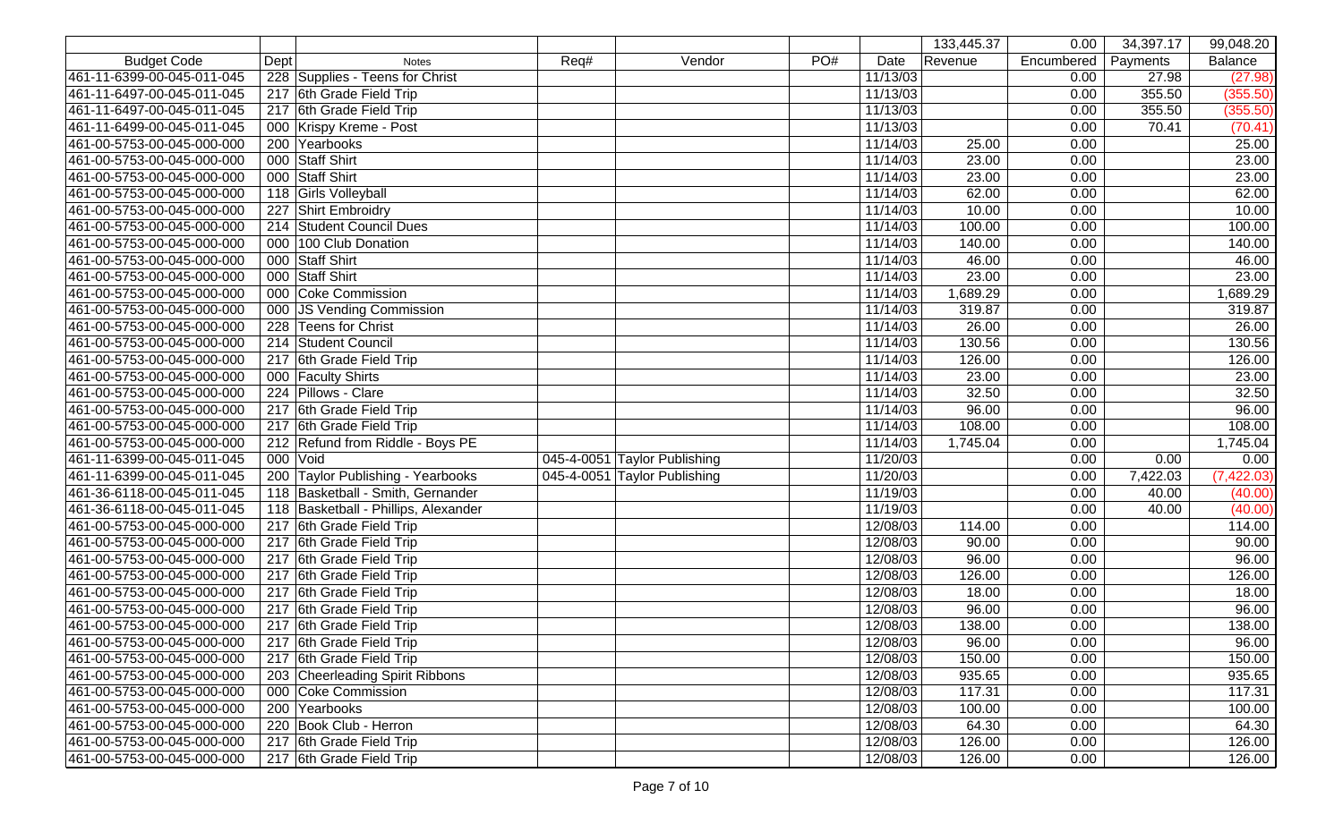| Budget Code | Dept | Notes | Req# | Vendor | PO# | Date | Revenue | Encumbered | Payments | Balance |
|---|---|---|---|---|---|---|---|---|---|---|
| | | | | | | | 133,445.37 | 0.00 | 34,397.17 | 99,048.20 |
| 461-11-6399-00-045-011-045 | 228 | Supplies - Teens for Christ | | | | 11/13/03 | | 0.00 | 27.98 | (27.98) |
| 461-11-6497-00-045-011-045 | 217 | 6th Grade Field Trip | | | | 11/13/03 | | 0.00 | 355.50 | (355.50) |
| 461-11-6497-00-045-011-045 | 217 | 6th Grade Field Trip | | | | 11/13/03 | | 0.00 | 355.50 | (355.50) |
| 461-11-6499-00-045-011-045 | 000 | Krispy Kreme - Post | | | | 11/13/03 | | 0.00 | 70.41 | (70.41) |
| 461-00-5753-00-045-000-000 | 200 | Yearbooks | | | | 11/14/03 | 25.00 | 0.00 | | 25.00 |
| 461-00-5753-00-045-000-000 | 000 | Staff Shirt | | | | 11/14/03 | 23.00 | 0.00 | | 23.00 |
| 461-00-5753-00-045-000-000 | 000 | Staff Shirt | | | | 11/14/03 | 23.00 | 0.00 | | 23.00 |
| 461-00-5753-00-045-000-000 | 118 | Girls Volleyball | | | | 11/14/03 | 62.00 | 0.00 | | 62.00 |
| 461-00-5753-00-045-000-000 | 227 | Shirt Embroidry | | | | 11/14/03 | 10.00 | 0.00 | | 10.00 |
| 461-00-5753-00-045-000-000 | 214 | Student Council Dues | | | | 11/14/03 | 100.00 | 0.00 | | 100.00 |
| 461-00-5753-00-045-000-000 | 000 | 100 Club Donation | | | | 11/14/03 | 140.00 | 0.00 | | 140.00 |
| 461-00-5753-00-045-000-000 | 000 | Staff Shirt | | | | 11/14/03 | 46.00 | 0.00 | | 46.00 |
| 461-00-5753-00-045-000-000 | 000 | Staff Shirt | | | | 11/14/03 | 23.00 | 0.00 | | 23.00 |
| 461-00-5753-00-045-000-000 | 000 | Coke Commission | | | | 11/14/03 | 1,689.29 | 0.00 | | 1,689.29 |
| 461-00-5753-00-045-000-000 | 000 | JS Vending Commission | | | | 11/14/03 | 319.87 | 0.00 | | 319.87 |
| 461-00-5753-00-045-000-000 | 228 | Teens for Christ | | | | 11/14/03 | 26.00 | 0.00 | | 26.00 |
| 461-00-5753-00-045-000-000 | 214 | Student Council | | | | 11/14/03 | 130.56 | 0.00 | | 130.56 |
| 461-00-5753-00-045-000-000 | 217 | 6th Grade Field Trip | | | | 11/14/03 | 126.00 | 0.00 | | 126.00 |
| 461-00-5753-00-045-000-000 | 000 | Faculty Shirts | | | | 11/14/03 | 23.00 | 0.00 | | 23.00 |
| 461-00-5753-00-045-000-000 | 224 | Pillows - Clare | | | | 11/14/03 | 32.50 | 0.00 | | 32.50 |
| 461-00-5753-00-045-000-000 | 217 | 6th Grade Field Trip | | | | 11/14/03 | 96.00 | 0.00 | | 96.00 |
| 461-00-5753-00-045-000-000 | 217 | 6th Grade Field Trip | | | | 11/14/03 | 108.00 | 0.00 | | 108.00 |
| 461-00-5753-00-045-000-000 | 212 | Refund from Riddle - Boys PE | | | | 11/14/03 | 1,745.04 | 0.00 | | 1,745.04 |
| 461-11-6399-00-045-011-045 | 000 | Void | 045-4-0051 | Taylor Publishing | | 11/20/03 | | 0.00 | 0.00 | 0.00 |
| 461-11-6399-00-045-011-045 | 200 | Taylor Publishing - Yearbooks | 045-4-0051 | Taylor Publishing | | 11/20/03 | | 0.00 | 7,422.03 | (7,422.03) |
| 461-36-6118-00-045-011-045 | 118 | Basketball - Smith, Gernander | | | | 11/19/03 | | 0.00 | 40.00 | (40.00) |
| 461-36-6118-00-045-011-045 | 118 | Basketball - Phillips, Alexander | | | | 11/19/03 | | 0.00 | 40.00 | (40.00) |
| 461-00-5753-00-045-000-000 | 217 | 6th Grade Field Trip | | | | 12/08/03 | 114.00 | 0.00 | | 114.00 |
| 461-00-5753-00-045-000-000 | 217 | 6th Grade Field Trip | | | | 12/08/03 | 90.00 | 0.00 | | 90.00 |
| 461-00-5753-00-045-000-000 | 217 | 6th Grade Field Trip | | | | 12/08/03 | 96.00 | 0.00 | | 96.00 |
| 461-00-5753-00-045-000-000 | 217 | 6th Grade Field Trip | | | | 12/08/03 | 126.00 | 0.00 | | 126.00 |
| 461-00-5753-00-045-000-000 | 217 | 6th Grade Field Trip | | | | 12/08/03 | 18.00 | 0.00 | | 18.00 |
| 461-00-5753-00-045-000-000 | 217 | 6th Grade Field Trip | | | | 12/08/03 | 96.00 | 0.00 | | 96.00 |
| 461-00-5753-00-045-000-000 | 217 | 6th Grade Field Trip | | | | 12/08/03 | 138.00 | 0.00 | | 138.00 |
| 461-00-5753-00-045-000-000 | 217 | 6th Grade Field Trip | | | | 12/08/03 | 96.00 | 0.00 | | 96.00 |
| 461-00-5753-00-045-000-000 | 217 | 6th Grade Field Trip | | | | 12/08/03 | 150.00 | 0.00 | | 150.00 |
| 461-00-5753-00-045-000-000 | 203 | Cheerleading Spirit Ribbons | | | | 12/08/03 | 935.65 | 0.00 | | 935.65 |
| 461-00-5753-00-045-000-000 | 000 | Coke Commission | | | | 12/08/03 | 117.31 | 0.00 | | 117.31 |
| 461-00-5753-00-045-000-000 | 200 | Yearbooks | | | | 12/08/03 | 100.00 | 0.00 | | 100.00 |
| 461-00-5753-00-045-000-000 | 220 | Book Club - Herron | | | | 12/08/03 | 64.30 | 0.00 | | 64.30 |
| 461-00-5753-00-045-000-000 | 217 | 6th Grade Field Trip | | | | 12/08/03 | 126.00 | 0.00 | | 126.00 |
| 461-00-5753-00-045-000-000 | 217 | 6th Grade Field Trip | | | | 12/08/03 | 126.00 | 0.00 | | 126.00 |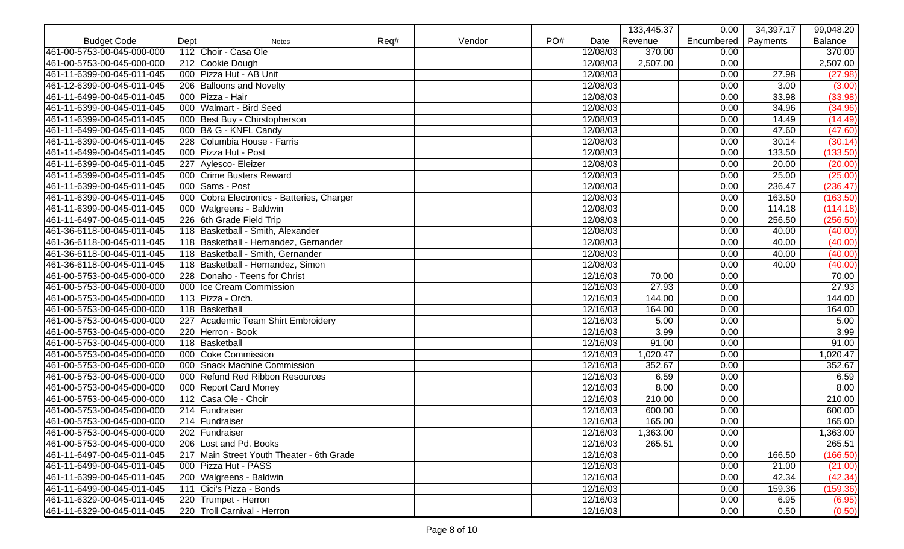| Budget Code | Dept | Notes | Req# | Vendor | PO# | Date | Revenue | Encumbered | Payments | Balance |
|---|---|---|---|---|---|---|---|---|---|---|
| | | | | | | | 133,445.37 | 0.00 | 34,397.17 | 99,048.20 |
| 461-00-5753-00-045-000-000 | 112 | Choir - Casa Ole | | | | 12/08/03 | 370.00 | 0.00 | | 370.00 |
| 461-00-5753-00-045-000-000 | 212 | Cookie Dough | | | | 12/08/03 | 2,507.00 | 0.00 | | 2,507.00 |
| 461-11-6399-00-045-011-045 | 000 | Pizza Hut - AB Unit | | | | 12/08/03 | | 0.00 | 27.98 | (27.98) |
| 461-12-6399-00-045-011-045 | 206 | Balloons and Novelty | | | | 12/08/03 | | 0.00 | 3.00 | (3.00) |
| 461-11-6499-00-045-011-045 | 000 | Pizza - Hair | | | | 12/08/03 | | 0.00 | 33.98 | (33.98) |
| 461-11-6399-00-045-011-045 | 000 | Walmart - Bird Seed | | | | 12/08/03 | | 0.00 | 34.96 | (34.96) |
| 461-11-6399-00-045-011-045 | 000 | Best Buy - Chirstopherson | | | | 12/08/03 | | 0.00 | 14.49 | (14.49) |
| 461-11-6499-00-045-011-045 | 000 | B& G - KNFL Candy | | | | 12/08/03 | | 0.00 | 47.60 | (47.60) |
| 461-11-6399-00-045-011-045 | 228 | Columbia House - Farris | | | | 12/08/03 | | 0.00 | 30.14 | (30.14) |
| 461-11-6499-00-045-011-045 | 000 | Pizza Hut - Post | | | | 12/08/03 | | 0.00 | 133.50 | (133.50) |
| 461-11-6399-00-045-011-045 | 227 | Aylesco- Eleizer | | | | 12/08/03 | | 0.00 | 20.00 | (20.00) |
| 461-11-6399-00-045-011-045 | 000 | Crime Busters Reward | | | | 12/08/03 | | 0.00 | 25.00 | (25.00) |
| 461-11-6399-00-045-011-045 | 000 | Sams - Post | | | | 12/08/03 | | 0.00 | 236.47 | (236.47) |
| 461-11-6399-00-045-011-045 | 000 | Cobra Electronics - Batteries, Charger | | | | 12/08/03 | | 0.00 | 163.50 | (163.50) |
| 461-11-6399-00-045-011-045 | 000 | Walgreens - Baldwin | | | | 12/08/03 | | 0.00 | 114.18 | (114.18) |
| 461-11-6497-00-045-011-045 | 226 | 6th Grade Field Trip | | | | 12/08/03 | | 0.00 | 256.50 | (256.50) |
| 461-36-6118-00-045-011-045 | 118 | Basketball - Smith, Alexander | | | | 12/08/03 | | 0.00 | 40.00 | (40.00) |
| 461-36-6118-00-045-011-045 | 118 | Basketball - Hernandez, Gernander | | | | 12/08/03 | | 0.00 | 40.00 | (40.00) |
| 461-36-6118-00-045-011-045 | 118 | Basketball - Smith, Gernander | | | | 12/08/03 | | 0.00 | 40.00 | (40.00) |
| 461-36-6118-00-045-011-045 | 118 | Basketball - Hernandez, Simon | | | | 12/08/03 | | 0.00 | 40.00 | (40.00) |
| 461-00-5753-00-045-000-000 | 228 | Donaho - Teens for Christ | | | | 12/16/03 | 70.00 | 0.00 | | 70.00 |
| 461-00-5753-00-045-000-000 | 000 | Ice Cream Commission | | | | 12/16/03 | 27.93 | 0.00 | | 27.93 |
| 461-00-5753-00-045-000-000 | 113 | Pizza - Orch. | | | | 12/16/03 | 144.00 | 0.00 | | 144.00 |
| 461-00-5753-00-045-000-000 | 118 | Basketball | | | | 12/16/03 | 164.00 | 0.00 | | 164.00 |
| 461-00-5753-00-045-000-000 | 227 | Academic Team Shirt Embroidery | | | | 12/16/03 | 5.00 | 0.00 | | 5.00 |
| 461-00-5753-00-045-000-000 | 220 | Herron - Book | | | | 12/16/03 | 3.99 | 0.00 | | 3.99 |
| 461-00-5753-00-045-000-000 | 118 | Basketball | | | | 12/16/03 | 91.00 | 0.00 | | 91.00 |
| 461-00-5753-00-045-000-000 | 000 | Coke Commission | | | | 12/16/03 | 1,020.47 | 0.00 | | 1,020.47 |
| 461-00-5753-00-045-000-000 | 000 | Snack Machine Commission | | | | 12/16/03 | 352.67 | 0.00 | | 352.67 |
| 461-00-5753-00-045-000-000 | 000 | Refund Red Ribbon Resources | | | | 12/16/03 | 6.59 | 0.00 | | 6.59 |
| 461-00-5753-00-045-000-000 | 000 | Report Card Money | | | | 12/16/03 | 8.00 | 0.00 | | 8.00 |
| 461-00-5753-00-045-000-000 | 112 | Casa Ole - Choir | | | | 12/16/03 | 210.00 | 0.00 | | 210.00 |
| 461-00-5753-00-045-000-000 | 214 | Fundraiser | | | | 12/16/03 | 600.00 | 0.00 | | 600.00 |
| 461-00-5753-00-045-000-000 | 214 | Fundraiser | | | | 12/16/03 | 165.00 | 0.00 | | 165.00 |
| 461-00-5753-00-045-000-000 | 202 | Fundraiser | | | | 12/16/03 | 1,363.00 | 0.00 | | 1,363.00 |
| 461-00-5753-00-045-000-000 | 206 | Lost and Pd. Books | | | | 12/16/03 | 265.51 | 0.00 | | 265.51 |
| 461-11-6497-00-045-011-045 | 217 | Main Street Youth Theater - 6th Grade | | | | 12/16/03 | | 0.00 | 166.50 | (166.50) |
| 461-11-6499-00-045-011-045 | 000 | Pizza Hut - PASS | | | | 12/16/03 | | 0.00 | 21.00 | (21.00) |
| 461-11-6399-00-045-011-045 | 200 | Walgreens - Baldwin | | | | 12/16/03 | | 0.00 | 42.34 | (42.34) |
| 461-11-6499-00-045-011-045 | 111 | Cici's Pizza - Bonds | | | | 12/16/03 | | 0.00 | 159.36 | (159.36) |
| 461-11-6329-00-045-011-045 | 220 | Trumpet - Herron | | | | 12/16/03 | | 0.00 | 6.95 | (6.95) |
| 461-11-6329-00-045-011-045 | 220 | Troll Carnival - Herron | | | | 12/16/03 | | 0.00 | 0.50 | (0.50) |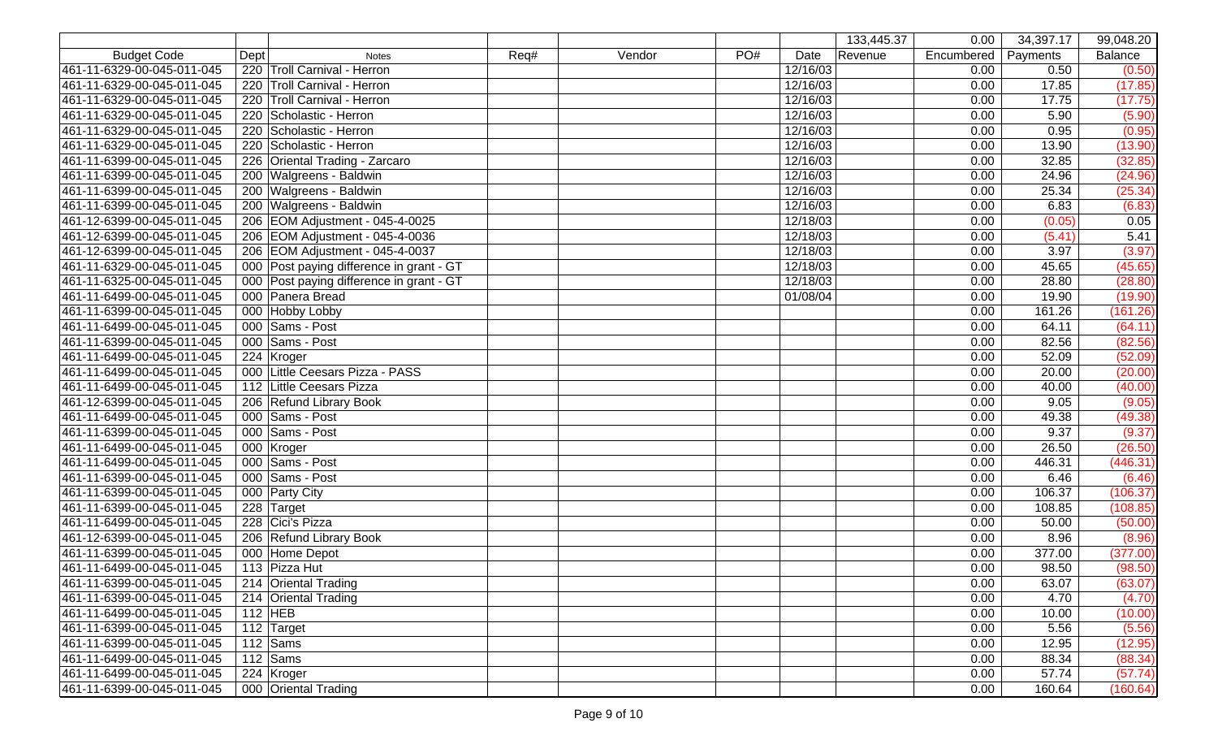| | | | | | | | 133,445.37 | 0.00 | 34,397.17 | 99,048.20 |
|---|---|---|---|---|---|---|---|---|---|---|
| Budget Code | Dept | Notes | Req# | Vendor | PO# | Date | Revenue | Encumbered | Payments | Balance |
| 461-11-6329-00-045-011-045 | 220 | Troll Carnival - Herron | | | | 12/16/03 | | 0.00 | 0.50 | (0.50) |
| 461-11-6329-00-045-011-045 | 220 | Troll Carnival - Herron | | | | 12/16/03 | | 0.00 | 17.85 | (17.85) |
| 461-11-6329-00-045-011-045 | 220 | Troll Carnival - Herron | | | | 12/16/03 | | 0.00 | 17.75 | (17.75) |
| 461-11-6329-00-045-011-045 | 220 | Scholastic - Herron | | | | 12/16/03 | | 0.00 | 5.90 | (5.90) |
| 461-11-6329-00-045-011-045 | 220 | Scholastic - Herron | | | | 12/16/03 | | 0.00 | 0.95 | (0.95) |
| 461-11-6329-00-045-011-045 | 220 | Scholastic - Herron | | | | 12/16/03 | | 0.00 | 13.90 | (13.90) |
| 461-11-6399-00-045-011-045 | 226 | Oriental Trading - Zarcaro | | | | 12/16/03 | | 0.00 | 32.85 | (32.85) |
| 461-11-6399-00-045-011-045 | 200 | Walgreens - Baldwin | | | | 12/16/03 | | 0.00 | 24.96 | (24.96) |
| 461-11-6399-00-045-011-045 | 200 | Walgreens - Baldwin | | | | 12/16/03 | | 0.00 | 25.34 | (25.34) |
| 461-11-6399-00-045-011-045 | 200 | Walgreens - Baldwin | | | | 12/16/03 | | 0.00 | 6.83 | (6.83) |
| 461-12-6399-00-045-011-045 | 206 | EOM Adjustment - 045-4-0025 | | | | 12/18/03 | | 0.00 | (0.05) | 0.05 |
| 461-12-6399-00-045-011-045 | 206 | EOM Adjustment - 045-4-0036 | | | | 12/18/03 | | 0.00 | (5.41) | 5.41 |
| 461-12-6399-00-045-011-045 | 206 | EOM Adjustment - 045-4-0037 | | | | 12/18/03 | | 0.00 | 3.97 | (3.97) |
| 461-11-6329-00-045-011-045 | 000 | Post paying difference in grant - GT | | | | 12/18/03 | | 0.00 | 45.65 | (45.65) |
| 461-11-6325-00-045-011-045 | 000 | Post paying difference in grant - GT | | | | 12/18/03 | | 0.00 | 28.80 | (28.80) |
| 461-11-6499-00-045-011-045 | 000 | Panera Bread | | | | 01/08/04 | | 0.00 | 19.90 | (19.90) |
| 461-11-6399-00-045-011-045 | 000 | Hobby Lobby | | | | | | 0.00 | 161.26 | (161.26) |
| 461-11-6499-00-045-011-045 | 000 | Sams - Post | | | | | | 0.00 | 64.11 | (64.11) |
| 461-11-6399-00-045-011-045 | 000 | Sams - Post | | | | | | 0.00 | 82.56 | (82.56) |
| 461-11-6499-00-045-011-045 | 224 | Kroger | | | | | | 0.00 | 52.09 | (52.09) |
| 461-11-6499-00-045-011-045 | 000 | Little Ceesars Pizza - PASS | | | | | | 0.00 | 20.00 | (20.00) |
| 461-11-6499-00-045-011-045 | 112 | Little Ceesars Pizza | | | | | | 0.00 | 40.00 | (40.00) |
| 461-12-6399-00-045-011-045 | 206 | Refund Library Book | | | | | | 0.00 | 9.05 | (9.05) |
| 461-11-6499-00-045-011-045 | 000 | Sams - Post | | | | | | 0.00 | 49.38 | (49.38) |
| 461-11-6399-00-045-011-045 | 000 | Sams - Post | | | | | | 0.00 | 9.37 | (9.37) |
| 461-11-6499-00-045-011-045 | 000 | Kroger | | | | | | 0.00 | 26.50 | (26.50) |
| 461-11-6499-00-045-011-045 | 000 | Sams - Post | | | | | | 0.00 | 446.31 | (446.31) |
| 461-11-6399-00-045-011-045 | 000 | Sams - Post | | | | | | 0.00 | 6.46 | (6.46) |
| 461-11-6399-00-045-011-045 | 000 | Party City | | | | | | 0.00 | 106.37 | (106.37) |
| 461-11-6399-00-045-011-045 | 228 | Target | | | | | | 0.00 | 108.85 | (108.85) |
| 461-11-6499-00-045-011-045 | 228 | Cici's Pizza | | | | | | 0.00 | 50.00 | (50.00) |
| 461-12-6399-00-045-011-045 | 206 | Refund Library Book | | | | | | 0.00 | 8.96 | (8.96) |
| 461-11-6399-00-045-011-045 | 000 | Home Depot | | | | | | 0.00 | 377.00 | (377.00) |
| 461-11-6499-00-045-011-045 | 113 | Pizza Hut | | | | | | 0.00 | 98.50 | (98.50) |
| 461-11-6399-00-045-011-045 | 214 | Oriental Trading | | | | | | 0.00 | 63.07 | (63.07) |
| 461-11-6399-00-045-011-045 | 214 | Oriental Trading | | | | | | 0.00 | 4.70 | (4.70) |
| 461-11-6499-00-045-011-045 | 112 | HEB | | | | | | 0.00 | 10.00 | (10.00) |
| 461-11-6399-00-045-011-045 | 112 | Target | | | | | | 0.00 | 5.56 | (5.56) |
| 461-11-6399-00-045-011-045 | 112 | Sams | | | | | | 0.00 | 12.95 | (12.95) |
| 461-11-6499-00-045-011-045 | 112 | Sams | | | | | | 0.00 | 88.34 | (88.34) |
| 461-11-6499-00-045-011-045 | 224 | Kroger | | | | | | 0.00 | 57.74 | (57.74) |
| 461-11-6399-00-045-011-045 | 000 | Oriental Trading | | | | | | 0.00 | 160.64 | (160.64) |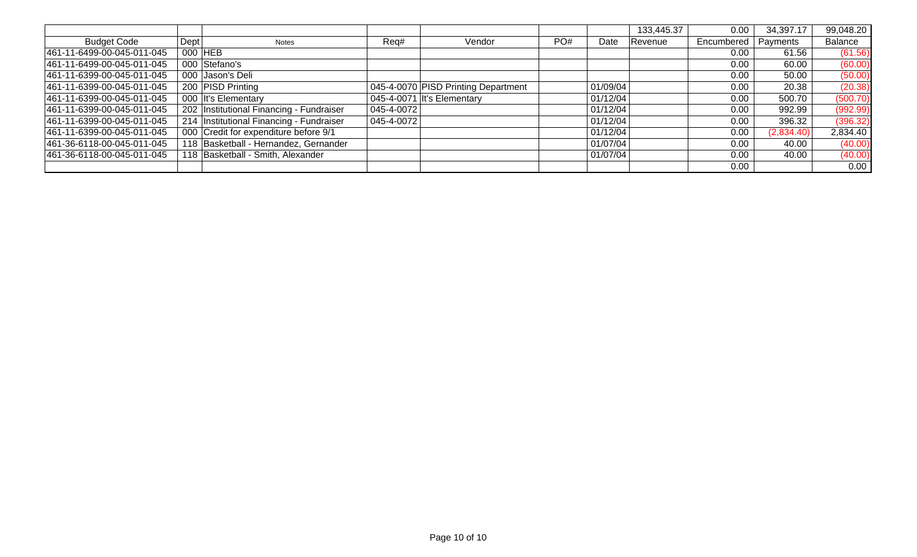| | | | | | | | | | | |
|---|---|---|---|---|---|---|---|---|---|---|
| | | | | | | | 133,445.37 | 0.00 | 34,397.17 | 99,048.20 |
| Budget Code | Dept | Notes | Req# | Vendor | PO# | Date | Revenue | Encumbered | Payments | Balance |
| 461-11-6499-00-045-011-045 | 000 | HEB | | | | | | 0.00 | 61.56 | (61.56) |
| 461-11-6499-00-045-011-045 | 000 | Stefano's | | | | | | 0.00 | 60.00 | (60.00) |
| 461-11-6399-00-045-011-045 | 000 | Jason's Deli | | | | | | 0.00 | 50.00 | (50.00) |
| 461-11-6399-00-045-011-045 | 200 | PISD Printing | 045-4-0070 | PISD Printing Department | | 01/09/04 | | 0.00 | 20.38 | (20.38) |
| 461-11-6399-00-045-011-045 | 000 | It's Elementary | 045-4-0071 | It's Elementary | | 01/12/04 | | 0.00 | 500.70 | (500.70) |
| 461-11-6399-00-045-011-045 | 202 | Institutional Financing - Fundraiser | 045-4-0072 | | | 01/12/04 | | 0.00 | 992.99 | (992.99) |
| 461-11-6399-00-045-011-045 | 214 | Institutional Financing - Fundraiser | 045-4-0072 | | | 01/12/04 | | 0.00 | 396.32 | (396.32) |
| 461-11-6399-00-045-011-045 | 000 | Credit for expenditure before 9/1 | | | | 01/12/04 | | 0.00 | (2,834.40) | 2,834.40 |
| 461-36-6118-00-045-011-045 | 118 | Basketball - Hernandez, Gernander | | | | 01/07/04 | | 0.00 | 40.00 | (40.00) |
| 461-36-6118-00-045-011-045 | 118 | Basketball - Smith, Alexander | | | | 01/07/04 | | 0.00 | 40.00 | (40.00) |
| | | | | | | | | 0.00 | | 0.00 |